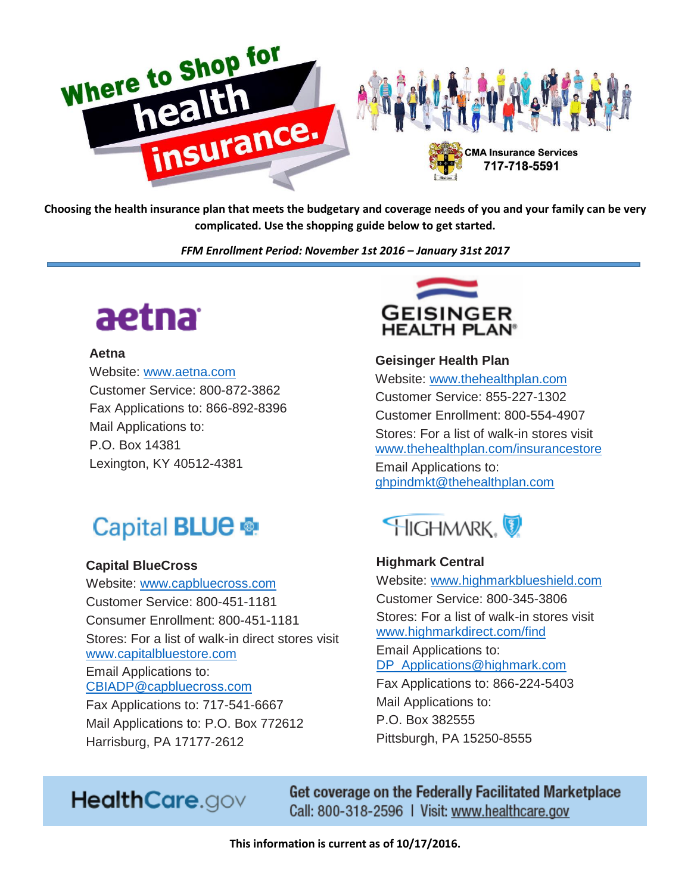# Where to Shop for health insurance.

CMA Insurance Services
717-718-5591

**Choosing the health insurance plan that meets the budgetary and coverage needs of you and your family can be very complicated. Use the shopping guide below to get started.**

***FFM Enrollment Period: November 1st 2016 – January 31st 2017***

---

### Aetna

Website: www.aetna.com
Customer Service: 800-872-3862
Fax Applications to: 866-892-8396
Mail Applications to:
P.O. Box 14381
Lexington, KY 40512-4381

### Capital BlueCross

Website: www.capbluecross.com
Customer Service: 800-451-1181
Consumer Enrollment: 800-451-1181
Stores: For a list of walk-in direct stores visit www.capitalbluestore.com
Email Applications to:
CBIADP@capbluecross.com
Fax Applications to: 717-541-6667
Mail Applications to: P.O. Box 772612
Harrisburg, PA 17177-2612

### Geisinger Health Plan

Website: www.thehealthplan.com
Customer Service: 855-227-1302
Customer Enrollment: 800-554-4907
Stores: For a list of walk-in stores visit www.thehealthplan.com/insurancestore
Email Applications to:
ghpindmkt@thehealthplan.com

### Highmark Central

Website: www.highmarkblueshield.com
Customer Service: 800-345-3806
Stores: For a list of walk-in stores visit www.highmarkdirect.com/find
Email Applications to:
DP_Applications@highmark.com
Fax Applications to: 866-224-5403
Mail Applications to:
P.O. Box 382555
Pittsburgh, PA 15250-8555

---

**HealthCare.gov**

Get coverage on the Federally Facilitated Marketplace
Call: 800-318-2596 | Visit: www.healthcare.gov

**This information is current as of 10/17/2016.**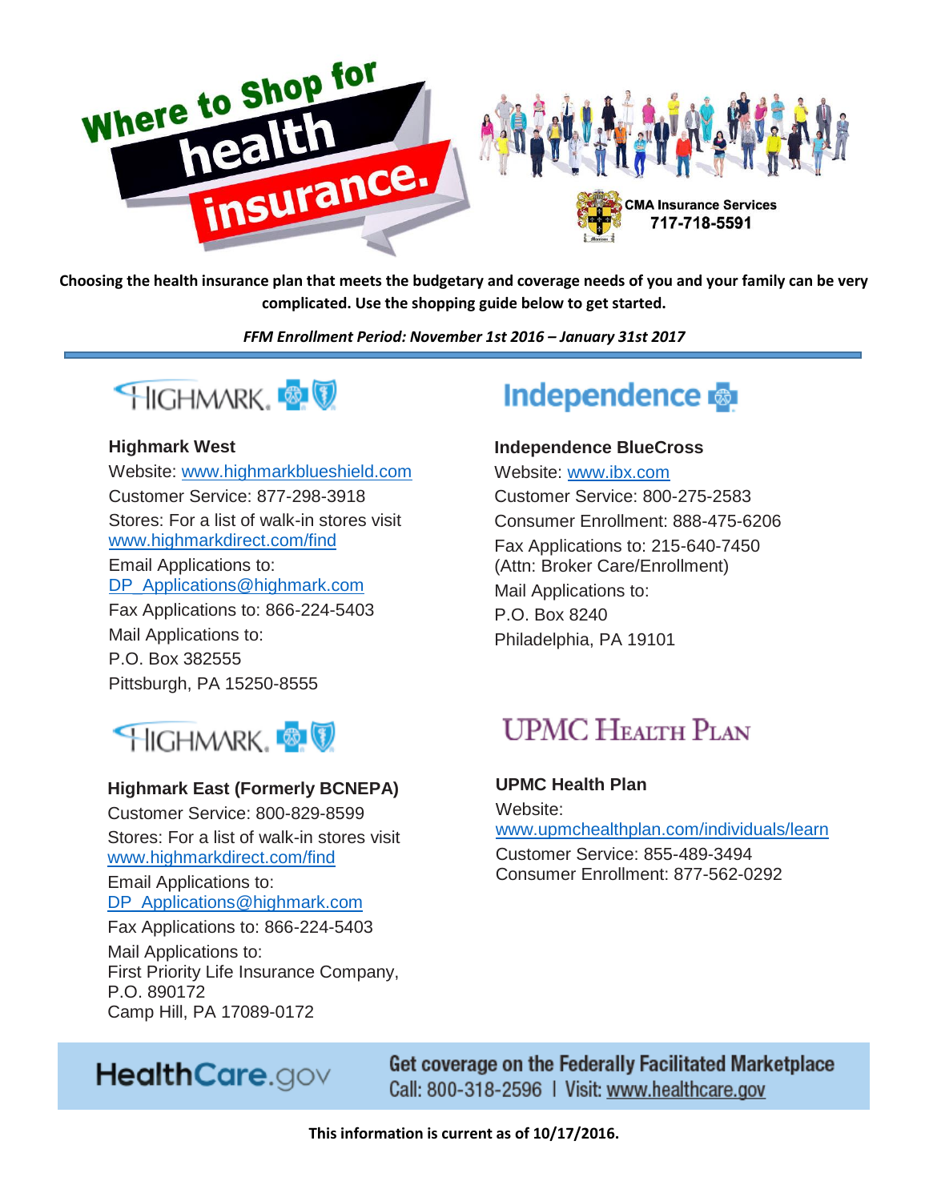# Where to Shop for health insurance.

**CMA Insurance Services**
**717-718-5591**

**Choosing the health insurance plan that meets the budgetary and coverage needs of you and your family can be very complicated. Use the shopping guide below to get started.**

***FFM Enrollment Period: November 1st 2016 – January 31st 2017***

---

HIGHMARK.

### Highmark West

Website: www.highmarkblueshield.com
Customer Service: 877-298-3918
Stores: For a list of walk-in stores visit www.highmarkdirect.com/find
Email Applications to: DP_Applications@highmark.com
Fax Applications to: 866-224-5403
Mail Applications to:
P.O. Box 382555
Pittsburgh, PA 15250-8555

HIGHMARK.

### Highmark East (Formerly BCNEPA)

Customer Service: 800-829-8599
Stores: For a list of walk-in stores visit www.highmarkdirect.com/find
Email Applications to: DP_Applications@highmark.com
Fax Applications to: 866-224-5403
Mail Applications to:
First Priority Life Insurance Company,
P.O. 890172
Camp Hill, PA 17089-0172

Independence

### Independence BlueCross

Website: www.ibx.com
Customer Service: 800-275-2583
Consumer Enrollment: 888-475-6206
Fax Applications to: 215-640-7450
(Attn: Broker Care/Enrollment)
Mail Applications to:
P.O. Box 8240
Philadelphia, PA 19101

UPMC HEALTH PLAN

### UPMC Health Plan

Website: www.upmchealthplan.com/individuals/learn
Customer Service: 855-489-3494
Consumer Enrollment: 877-562-0292

HealthCare.gov

**Get coverage on the Federally Facilitated Marketplace**
Call: 800-318-2596 | Visit: www.healthcare.gov

**This information is current as of 10/17/2016.**